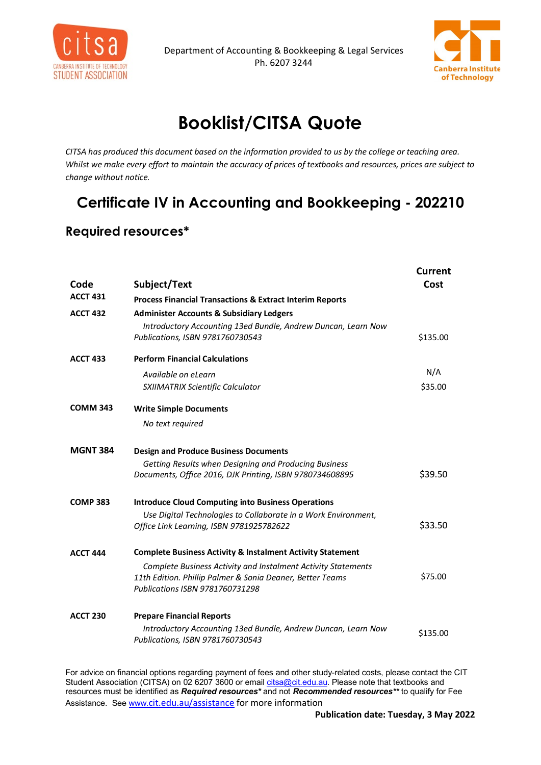Department of Accounting & Bookkeeping & Legal Services
Ph. 6207 3244

# Booklist/CITSA Quote

*CITSA has produced this document based on the information provided to us by the college or teaching area. Whilst we make every effort to maintain the accuracy of prices of textbooks and resources, prices are subject to change without notice.*

## Certificate IV in Accounting and Bookkeeping - 202210

### Required resources*

| Code | Subject/Text | Current Cost |
|---|---|---|
| ACCT 431 | **Process Financial Transactions & Extract Interim Reports** | |
| ACCT 432 | **Administer Accounts & Subsidiary Ledgers** | |
| | *Introductory Accounting 13ed Bundle, Andrew Duncan, Learn Now Publications, ISBN 9781760730543* | $135.00 |
| ACCT 433 | **Perform Financial Calculations** | |
| | *Available on eLearn* | N/A |
| | *SXIIMATRIX Scientific Calculator* | $35.00 |
| COMM 343 | **Write Simple Documents** | |
| | *No text required* | |
| MGNT 384 | **Design and Produce Business Documents** | |
| | *Getting Results when Designing and Producing Business Documents, Office 2016, DJK Printing, ISBN 9780734608895* | $39.50 |
| COMP 383 | **Introduce Cloud Computing into Business Operations** | |
| | *Use Digital Technologies to Collaborate in a Work Environment, Office Link Learning, ISBN 9781925782622* | $33.50 |
| ACCT 444 | **Complete Business Activity & Instalment Activity Statement** | |
| | *Complete Business Activity and Instalment Activity Statements 11th Edition. Phillip Palmer & Sonia Deaner, Better Teams Publications ISBN 9781760731298* | $75.00 |
| ACCT 230 | **Prepare Financial Reports** | |
| | *Introductory Accounting 13ed Bundle, Andrew Duncan, Learn Now Publications, ISBN 9781760730543* | $135.00 |

For advice on financial options regarding payment of fees and other study-related costs, please contact the CIT Student Association (CITSA) on 02 6207 3600 or email citsa@cit.edu.au. Please note that textbooks and resources must be identified as ***Required resources**** and not ***Recommended resources***** to qualify for Fee Assistance. See www.cit.edu.au/assistance for more information

**Publication date: Tuesday, 3 May 2022**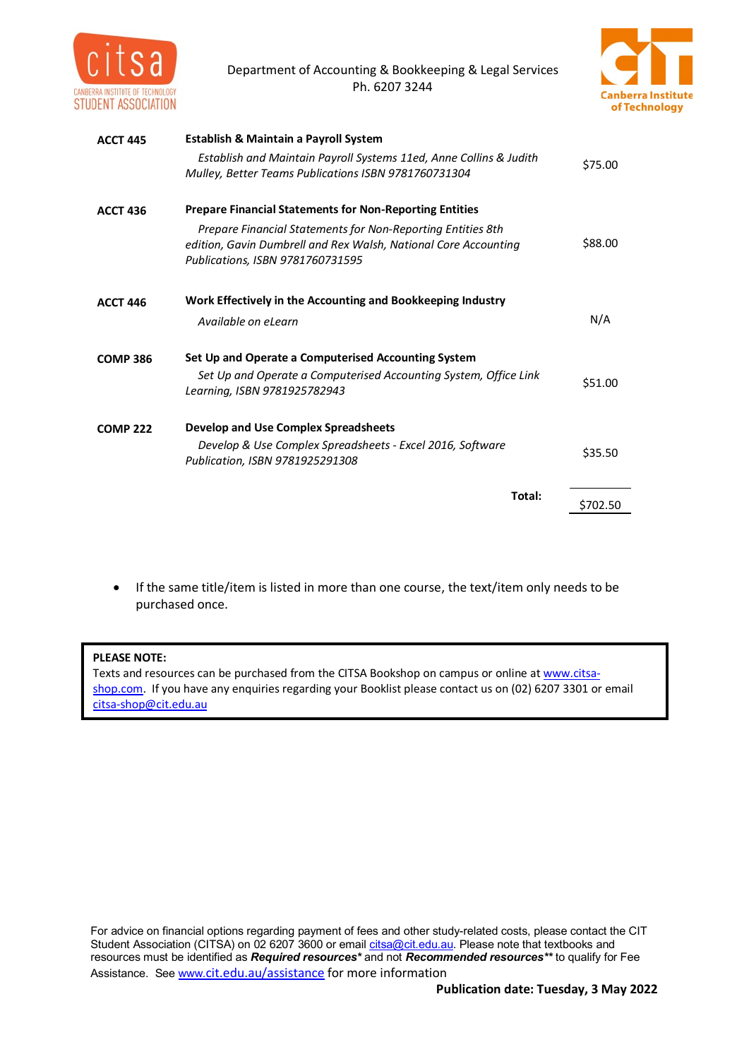Department of Accounting & Bookkeeping & Legal Services
Ph. 6207 3244

| | | |
|---|---|---|
| **ACCT 445** | **Establish & Maintain a Payroll System**<br>*Establish and Maintain Payroll Systems 11ed, Anne Collins & Judith Mulley, Better Teams Publications ISBN 9781760731304* | $75.00 |
| **ACCT 436** | **Prepare Financial Statements for Non-Reporting Entities**<br>*Prepare Financial Statements for Non-Reporting Entities 8th edition, Gavin Dumbrell and Rex Walsh, National Core Accounting Publications, ISBN 9781760731595* | $88.00 |
| **ACCT 446** | **Work Effectively in the Accounting and Bookkeeping Industry**<br>*Available on eLearn* | N/A |
| **COMP 386** | **Set Up and Operate a Computerised Accounting System**<br>*Set Up and Operate a Computerised Accounting System, Office Link Learning, ISBN 9781925782943* | $51.00 |
| **COMP 222** | **Develop and Use Complex Spreadsheets**<br>*Develop & Use Complex Spreadsheets - Excel 2016, Software Publication, ISBN 9781925291308* | $35.50 |
| | **Total:** | $702.50 |

- If the same title/item is listed in more than one course, the text/item only needs to be purchased once.

**PLEASE NOTE:**
Texts and resources can be purchased from the CITSA Bookshop on campus or online at www.citsa-shop.com. If you have any enquiries regarding your Booklist please contact us on (02) 6207 3301 or email citsa-shop@cit.edu.au

For advice on financial options regarding payment of fees and other study-related costs, please contact the CIT Student Association (CITSA) on 02 6207 3600 or email citsa@cit.edu.au. Please note that textbooks and resources must be identified as ***Required resources**** and not ***Recommended resources***** to qualify for Fee Assistance. See www.cit.edu.au/assistance for more information

**Publication date: Tuesday, 3 May 2022**